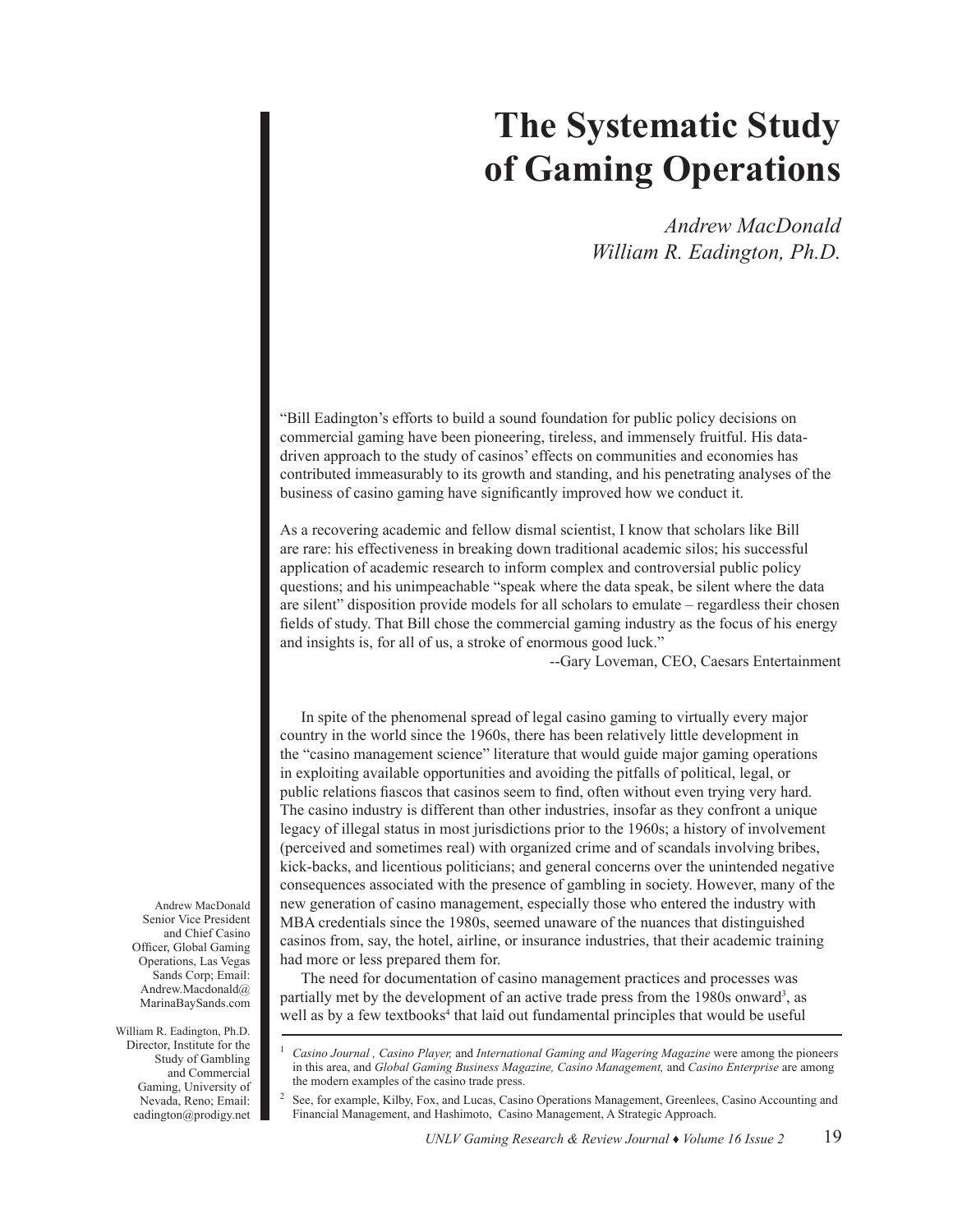# The Systematic Study of Gaming Operations

*Andrew MacDonald*
*William R. Eadington, Ph.D.*

"Bill Eadington's efforts to build a sound foundation for public policy decisions on commercial gaming have been pioneering, tireless, and immensely fruitful. His data-driven approach to the study of casinos' effects on communities and economies has contributed immeasurably to its growth and standing, and his penetrating analyses of the business of casino gaming have significantly improved how we conduct it.

As a recovering academic and fellow dismal scientist, I know that scholars like Bill are rare: his effectiveness in breaking down traditional academic silos; his successful application of academic research to inform complex and controversial public policy questions; and his unimpeachable "speak where the data speak, be silent where the data are silent" disposition provide models for all scholars to emulate – regardless their chosen fields of study. That Bill chose the commercial gaming industry as the focus of his energy and insights is, for all of us, a stroke of enormous good luck."

--Gary Loveman, CEO, Caesars Entertainment

Andrew MacDonald
Senior Vice President and Chief Casino Officer, Global Gaming Operations, Las Vegas Sands Corp; Email: Andrew.Macdonald@MarinaBaySands.com

William R. Eadington, Ph.D.
Director, Institute for the Study of Gambling and Commercial Gaming, University of Nevada, Reno; Email: eadington@prodigy.net

In spite of the phenomenal spread of legal casino gaming to virtually every major country in the world since the 1960s, there has been relatively little development in the "casino management science" literature that would guide major gaming operations in exploiting available opportunities and avoiding the pitfalls of political, legal, or public relations fiascos that casinos seem to find, often without even trying very hard. The casino industry is different than other industries, insofar as they confront a unique legacy of illegal status in most jurisdictions prior to the 1960s; a history of involvement (perceived and sometimes real) with organized crime and of scandals involving bribes, kick-backs, and licentious politicians; and general concerns over the unintended negative consequences associated with the presence of gambling in society. However, many of the new generation of casino management, especially those who entered the industry with MBA credentials since the 1980s, seemed unaware of the nuances that distinguished casinos from, say, the hotel, airline, or insurance industries, that their academic training had more or less prepared them for.

The need for documentation of casino management practices and processes was partially met by the development of an active trade press from the 1980s onward[3], as well as by a few textbooks[4] that laid out fundamental principles that would be useful

---

[1] *Casino Journal , Casino Player,* and *International Gaming and Wagering Magazine* were among the pioneers in this area, and *Global Gaming Business Magazine, Casino Management,* and *Casino Enterprise* are among the modern examples of the casino trade press.

[2] See, for example, Kilby, Fox, and Lucas, Casino Operations Management, Greenlees, Casino Accounting and Financial Management, and Hashimoto, Casino Management, A Strategic Approach.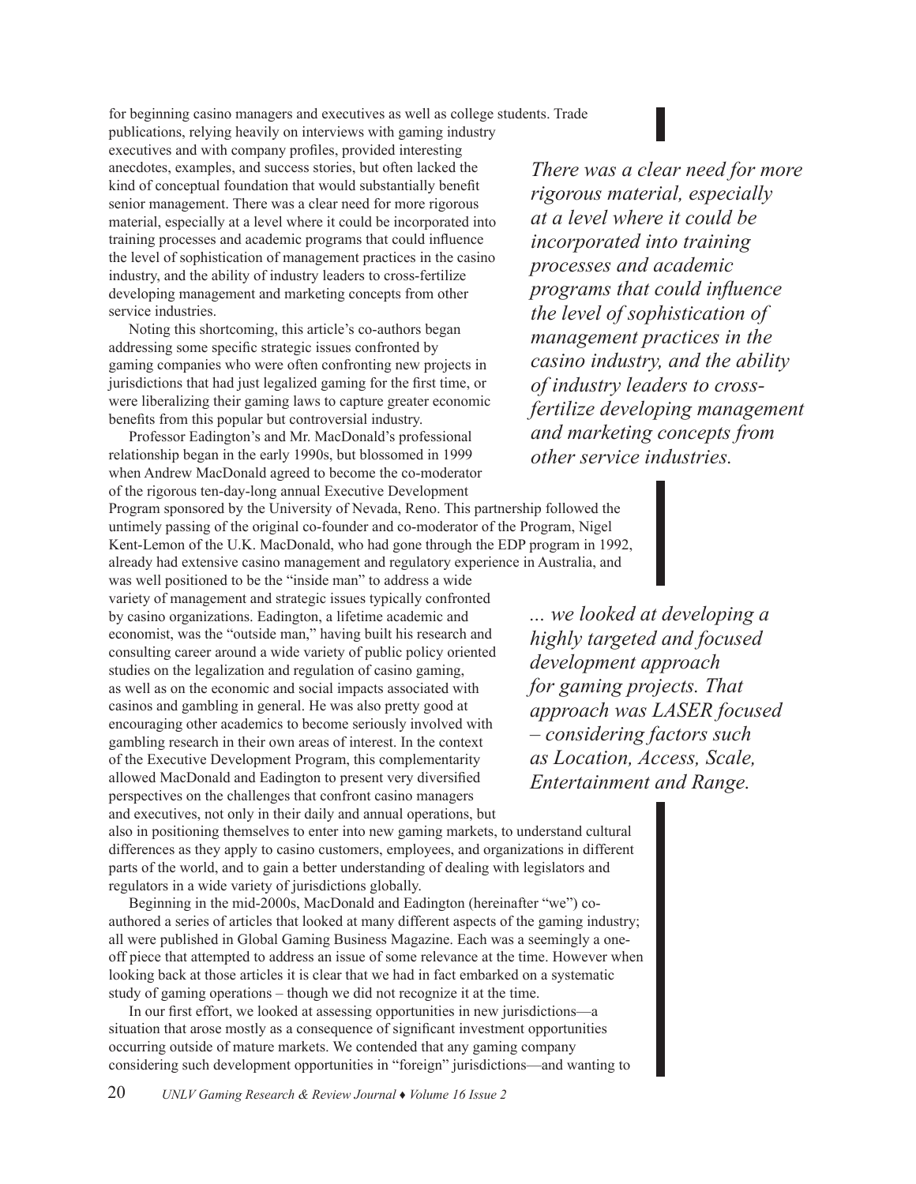for beginning casino managers and executives as well as college students. Trade publications, relying heavily on interviews with gaming industry executives and with company profiles, provided interesting anecdotes, examples, and success stories, but often lacked the kind of conceptual foundation that would substantially benefit senior management. There was a clear need for more rigorous material, especially at a level where it could be incorporated into training processes and academic programs that could influence the level of sophistication of management practices in the casino industry, and the ability of industry leaders to cross-fertilize developing management and marketing concepts from other service industries.

*There was a clear need for more rigorous material, especially at a level where it could be incorporated into training processes and academic programs that could influence the level of sophistication of management practices in the casino industry, and the ability of industry leaders to cross-fertilize developing management and marketing concepts from other service industries.*

Noting this shortcoming, this article's co-authors began addressing some specific strategic issues confronted by gaming companies who were often confronting new projects in jurisdictions that had just legalized gaming for the first time, or were liberalizing their gaming laws to capture greater economic benefits from this popular but controversial industry.

Professor Eadington's and Mr. MacDonald's professional relationship began in the early 1990s, but blossomed in 1999 when Andrew MacDonald agreed to become the co-moderator of the rigorous ten-day-long annual Executive Development Program sponsored by the University of Nevada, Reno. This partnership followed the untimely passing of the original co-founder and co-moderator of the Program, Nigel Kent-Lemon of the U.K. MacDonald, who had gone through the EDP program in 1992, already had extensive casino management and regulatory experience in Australia, and was well positioned to be the "inside man" to address a wide variety of management and strategic issues typically confronted by casino organizations. Eadington, a lifetime academic and economist, was the "outside man," having built his research and consulting career around a wide variety of public policy oriented studies on the legalization and regulation of casino gaming, as well as on the economic and social impacts associated with casinos and gambling in general. He was also pretty good at encouraging other academics to become seriously involved with gambling research in their own areas of interest. In the context of the Executive Development Program, this complementarity allowed MacDonald and Eadington to present very diversified perspectives on the challenges that confront casino managers and executives, not only in their daily and annual operations, but also in positioning themselves to enter into new gaming markets, to understand cultural differences as they apply to casino customers, employees, and organizations in different parts of the world, and to gain a better understanding of dealing with legislators and regulators in a wide variety of jurisdictions globally.

*... we looked at developing a highly targeted and focused development approach for gaming projects. That approach was LASER focused – considering factors such as Location, Access, Scale, Entertainment and Range.*

Beginning in the mid-2000s, MacDonald and Eadington (hereinafter "we") co-authored a series of articles that looked at many different aspects of the gaming industry; all were published in Global Gaming Business Magazine. Each was a seemingly a one-off piece that attempted to address an issue of some relevance at the time. However when looking back at those articles it is clear that we had in fact embarked on a systematic study of gaming operations – though we did not recognize it at the time.

In our first effort, we looked at assessing opportunities in new jurisdictions—a situation that arose mostly as a consequence of significant investment opportunities occurring outside of mature markets. We contended that any gaming company considering such development opportunities in "foreign" jurisdictions—and wanting to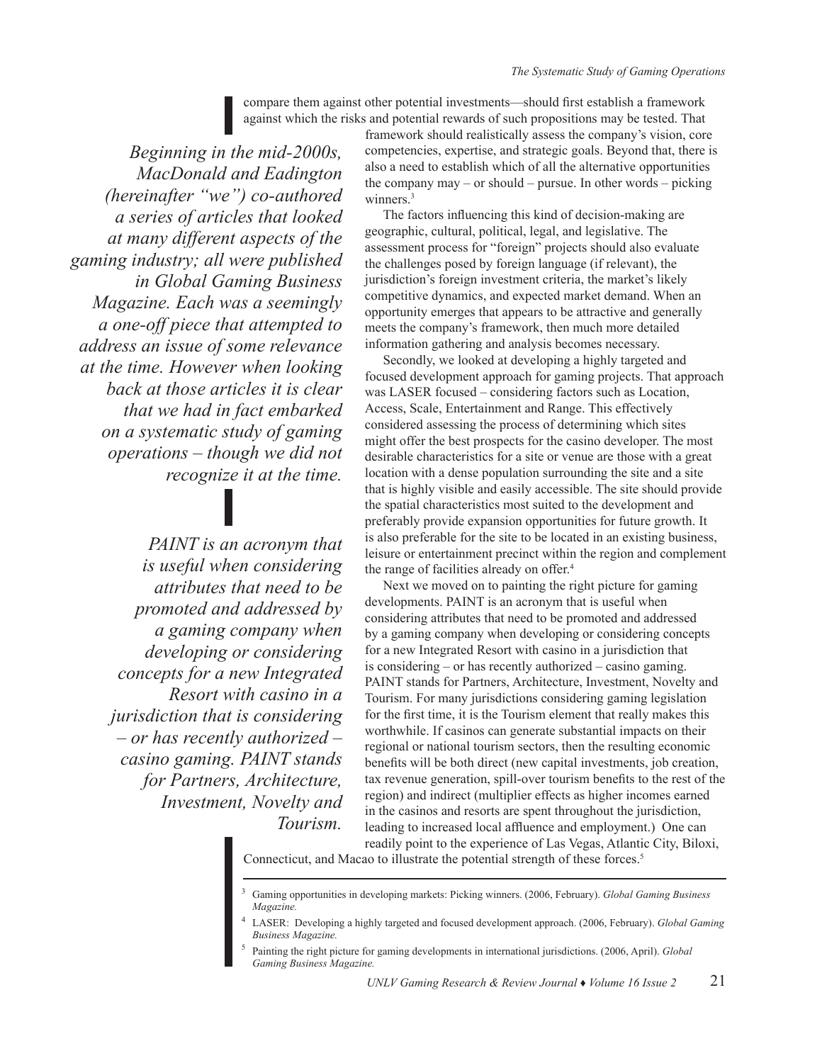compare them against other potential investments—should first establish a framework against which the risks and potential rewards of such propositions may be tested. That framework should realistically assess the company's vision, core competencies, expertise, and strategic goals. Beyond that, there is also a need to establish which of all the alternative opportunities the company may – or should – pursue. In other words – picking winners.[3]

*Beginning in the mid-2000s, MacDonald and Eadington (hereinafter "we") co-authored a series of articles that looked at many different aspects of the gaming industry; all were published in Global Gaming Business Magazine. Each was a seemingly a one-off piece that attempted to address an issue of some relevance at the time. However when looking back at those articles it is clear that we had in fact embarked on a systematic study of gaming operations – though we did not recognize it at the time.*

The factors influencing this kind of decision-making are geographic, cultural, political, legal, and legislative. The assessment process for "foreign" projects should also evaluate the challenges posed by foreign language (if relevant), the jurisdiction's foreign investment criteria, the market's likely competitive dynamics, and expected market demand. When an opportunity emerges that appears to be attractive and generally meets the company's framework, then much more detailed information gathering and analysis becomes necessary.

Secondly, we looked at developing a highly targeted and focused development approach for gaming projects. That approach was LASER focused – considering factors such as Location, Access, Scale, Entertainment and Range. This effectively considered assessing the process of determining which sites might offer the best prospects for the casino developer. The most desirable characteristics for a site or venue are those with a great location with a dense population surrounding the site and a site that is highly visible and easily accessible. The site should provide the spatial characteristics most suited to the development and preferably provide expansion opportunities for future growth. It is also preferable for the site to be located in an existing business, leisure or entertainment precinct within the region and complement the range of facilities already on offer.[4]

*PAINT is an acronym that is useful when considering attributes that need to be promoted and addressed by a gaming company when developing or considering concepts for a new Integrated Resort with casino in a jurisdiction that is considering – or has recently authorized – casino gaming. PAINT stands for Partners, Architecture, Investment, Novelty and Tourism.*

Next we moved on to painting the right picture for gaming developments. PAINT is an acronym that is useful when considering attributes that need to be promoted and addressed by a gaming company when developing or considering concepts for a new Integrated Resort with casino in a jurisdiction that is considering – or has recently authorized – casino gaming. PAINT stands for Partners, Architecture, Investment, Novelty and Tourism. For many jurisdictions considering gaming legislation for the first time, it is the Tourism element that really makes this worthwhile. If casinos can generate substantial impacts on their regional or national tourism sectors, then the resulting economic benefits will be both direct (new capital investments, job creation, tax revenue generation, spill-over tourism benefits to the rest of the region) and indirect (multiplier effects as higher incomes earned in the casinos and resorts are spent throughout the jurisdiction, leading to increased local affluence and employment.) One can readily point to the experience of Las Vegas, Atlantic City, Biloxi, Connecticut, and Macao to illustrate the potential strength of these forces.[5]

---

[3] Gaming opportunities in developing markets: Picking winners. (2006, February). *Global Gaming Business Magazine.*

[4] LASER: Developing a highly targeted and focused development approach. (2006, February). *Global Gaming Business Magazine.*

[5] Painting the right picture for gaming developments in international jurisdictions. (2006, April). *Global Gaming Business Magazine.*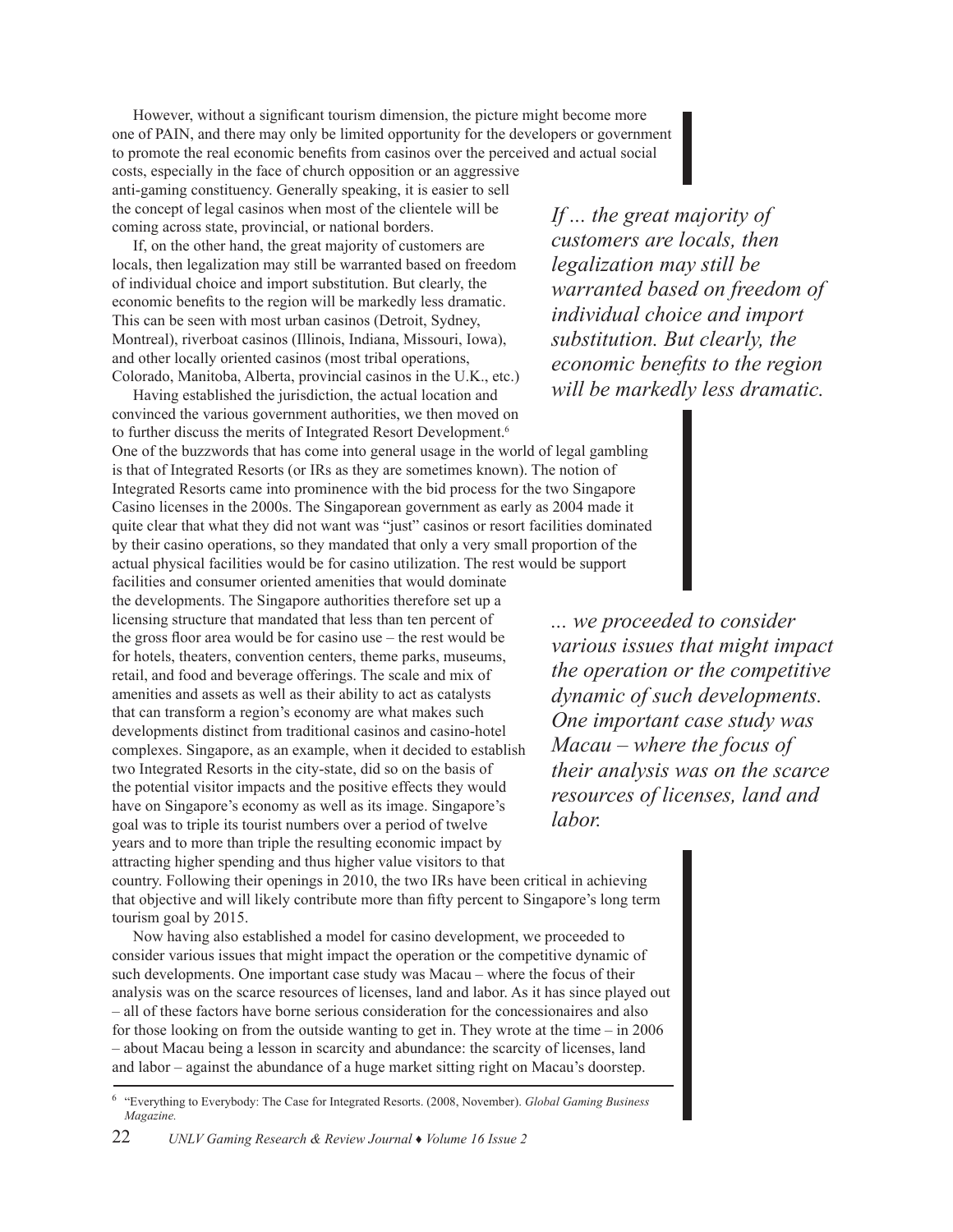However, without a significant tourism dimension, the picture might become more one of PAIN, and there may only be limited opportunity for the developers or government to promote the real economic benefits from casinos over the perceived and actual social costs, especially in the face of church opposition or an aggressive anti-gaming constituency. Generally speaking, it is easier to sell the concept of legal casinos when most of the clientele will be coming across state, provincial, or national borders.

> *If ... the great majority of customers are locals, then legalization may still be warranted based on freedom of individual choice and import substitution. But clearly, the economic benefits to the region will be markedly less dramatic.*

If, on the other hand, the great majority of customers are locals, then legalization may still be warranted based on freedom of individual choice and import substitution. But clearly, the economic benefits to the region will be markedly less dramatic. This can be seen with most urban casinos (Detroit, Sydney, Montreal), riverboat casinos (Illinois, Indiana, Missouri, Iowa), and other locally oriented casinos (most tribal operations, Colorado, Manitoba, Alberta, provincial casinos in the U.K., etc.)

Having established the jurisdiction, the actual location and convinced the various government authorities, we then moved on to further discuss the merits of Integrated Resort Development.[6] One of the buzzwords that has come into general usage in the world of legal gambling is that of Integrated Resorts (or IRs as they are sometimes known). The notion of Integrated Resorts came into prominence with the bid process for the two Singapore Casino licenses in the 2000s. The Singaporean government as early as 2004 made it quite clear that what they did not want was "just" casinos or resort facilities dominated by their casino operations, so they mandated that only a very small proportion of the actual physical facilities would be for casino utilization. The rest would be support facilities and consumer oriented amenities that would dominate the developments. The Singapore authorities therefore set up a licensing structure that mandated that less than ten percent of the gross floor area would be for casino use – the rest would be for hotels, theaters, convention centers, theme parks, museums, retail, and food and beverage offerings. The scale and mix of amenities and assets as well as their ability to act as catalysts that can transform a region's economy are what makes such developments distinct from traditional casinos and casino-hotel complexes. Singapore, as an example, when it decided to establish two Integrated Resorts in the city-state, did so on the basis of the potential visitor impacts and the positive effects they would have on Singapore's economy as well as its image. Singapore's goal was to triple its tourist numbers over a period of twelve years and to more than triple the resulting economic impact by attracting higher spending and thus higher value visitors to that country. Following their openings in 2010, the two IRs have been critical in achieving that objective and will likely contribute more than fifty percent to Singapore's long term tourism goal by 2015.

> *... we proceeded to consider various issues that might impact the operation or the competitive dynamic of such developments. One important case study was Macau – where the focus of their analysis was on the scarce resources of licenses, land and labor.*

Now having also established a model for casino development, we proceeded to consider various issues that might impact the operation or the competitive dynamic of such developments. One important case study was Macau – where the focus of their analysis was on the scarce resources of licenses, land and labor. As it has since played out – all of these factors have borne serious consideration for the concessionaires and also for those looking on from the outside wanting to get in. They wrote at the time – in 2006 – about Macau being a lesson in scarcity and abundance: the scarcity of licenses, land and labor – against the abundance of a huge market sitting right on Macau's doorstep.

---

[6] "Everything to Everybody: The Case for Integrated Resorts. (2008, November). *Global Gaming Business Magazine.*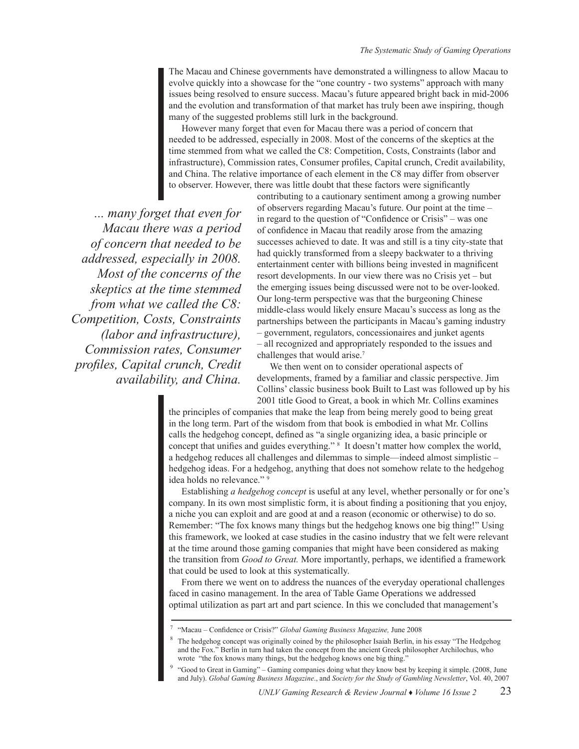The Macau and Chinese governments have demonstrated a willingness to allow Macau to evolve quickly into a showcase for the "one country - two systems" approach with many issues being resolved to ensure success. Macau's future appeared bright back in mid-2006 and the evolution and transformation of that market has truly been awe inspiring, though many of the suggested problems still lurk in the background.

However many forget that even for Macau there was a period of concern that needed to be addressed, especially in 2008. Most of the concerns of the skeptics at the time stemmed from what we called the C8: Competition, Costs, Constraints (labor and infrastructure), Commission rates, Consumer profiles, Capital crunch, Credit availability, and China. The relative importance of each element in the C8 may differ from observer to observer. However, there was little doubt that these factors were significantly contributing to a cautionary sentiment among a growing number of observers regarding Macau's future. Our point at the time – in regard to the question of "Confidence or Crisis" – was one of confidence in Macau that readily arose from the amazing successes achieved to date. It was and still is a tiny city-state that had quickly transformed from a sleepy backwater to a thriving entertainment center with billions being invested in magnificent resort developments. In our view there was no Crisis yet – but the emerging issues being discussed were not to be over-looked. Our long-term perspective was that the burgeoning Chinese middle-class would likely ensure Macau's success as long as the partnerships between the participants in Macau's gaming industry – government, regulators, concessionaires and junket agents – all recognized and appropriately responded to the issues and challenges that would arise.[7]

*... many forget that even for Macau there was a period of concern that needed to be addressed, especially in 2008. Most of the concerns of the skeptics at the time stemmed from what we called the C8: Competition, Costs, Constraints (labor and infrastructure), Commission rates, Consumer profiles, Capital crunch, Credit availability, and China.*

We then went on to consider operational aspects of developments, framed by a familiar and classic perspective. Jim Collins' classic business book Built to Last was followed up by his 2001 title Good to Great, a book in which Mr. Collins examines the principles of companies that make the leap from being merely good to being great in the long term. Part of the wisdom from that book is embodied in what Mr. Collins calls the hedgehog concept, defined as "a single organizing idea, a basic principle or concept that unifies and guides everything." [8] It doesn't matter how complex the world, a hedgehog reduces all challenges and dilemmas to simple—indeed almost simplistic – hedgehog ideas. For a hedgehog, anything that does not somehow relate to the hedgehog idea holds no relevance." [9]

Establishing *a hedgehog concept* is useful at any level, whether personally or for one's company. In its own most simplistic form, it is about finding a positioning that you enjoy, a niche you can exploit and are good at and a reason (economic or otherwise) to do so. Remember: "The fox knows many things but the hedgehog knows one big thing!" Using this framework, we looked at case studies in the casino industry that we felt were relevant at the time around those gaming companies that might have been considered as making the transition from *Good to Great.* More importantly, perhaps, we identified a framework that could be used to look at this systematically.

From there we went on to address the nuances of the everyday operational challenges faced in casino management. In the area of Table Game Operations we addressed optimal utilization as part art and part science. In this we concluded that management's

---

[7] "Macau – Confidence or Crisis?" *Global Gaming Business Magazine,* June 2008

[8] The hedgehog concept was originally coined by the philosopher Isaiah Berlin, in his essay "The Hedgehog and the Fox." Berlin in turn had taken the concept from the ancient Greek philosopher Archilochus, who wrote "the fox knows many things, but the hedgehog knows one big thing."

[9] "Good to Great in Gaming" – Gaming companies doing what they know best by keeping it simple. (2008, June and July). *Global Gaming Business Magazine*., and *Society for the Study of Gambling Newsletter*, Vol. 40, 2007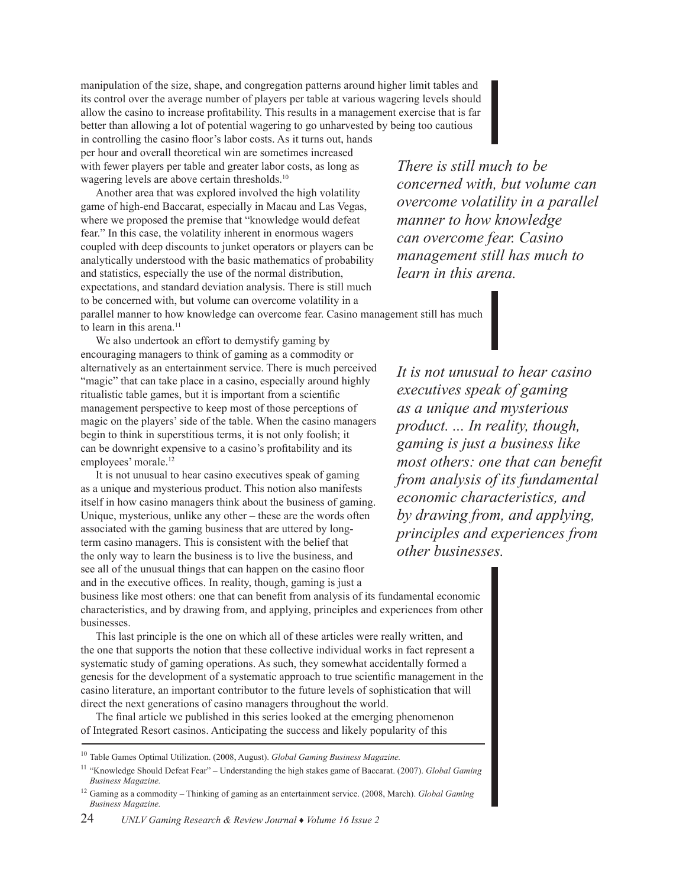manipulation of the size, shape, and congregation patterns around higher limit tables and its control over the average number of players per table at various wagering levels should allow the casino to increase profitability. This results in a management exercise that is far better than allowing a lot of potential wagering to go unharvested by being too cautious in controlling the casino floor's labor costs. As it turns out, hands per hour and overall theoretical win are sometimes increased with fewer players per table and greater labor costs, as long as wagering levels are above certain thresholds.[10]

Another area that was explored involved the high volatility game of high-end Baccarat, especially in Macau and Las Vegas, where we proposed the premise that "knowledge would defeat fear." In this case, the volatility inherent in enormous wagers coupled with deep discounts to junket operators or players can be analytically understood with the basic mathematics of probability and statistics, especially the use of the normal distribution, expectations, and standard deviation analysis. There is still much to be concerned with, but volume can overcome volatility in a parallel manner to how knowledge can overcome fear. Casino management still has much to learn in this arena.[11]

*There is still much to be concerned with, but volume can overcome volatility in a parallel manner to how knowledge can overcome fear. Casino management still has much to learn in this arena.*

We also undertook an effort to demystify gaming by encouraging managers to think of gaming as a commodity or alternatively as an entertainment service. There is much perceived "magic" that can take place in a casino, especially around highly ritualistic table games, but it is important from a scientific management perspective to keep most of those perceptions of magic on the players' side of the table. When the casino managers begin to think in superstitious terms, it is not only foolish; it can be downright expensive to a casino's profitability and its employees' morale.[12]

It is not unusual to hear casino executives speak of gaming as a unique and mysterious product. This notion also manifests itself in how casino managers think about the business of gaming. Unique, mysterious, unlike any other – these are the words often associated with the gaming business that are uttered by long-term casino managers. This is consistent with the belief that the only way to learn the business is to live the business, and see all of the unusual things that can happen on the casino floor and in the executive offices. In reality, though, gaming is just a business like most others: one that can benefit from analysis of its fundamental economic characteristics, and by drawing from, and applying, principles and experiences from other businesses.

*It is not unusual to hear casino executives speak of gaming as a unique and mysterious product. ... In reality, though, gaming is just a business like most others: one that can benefit from analysis of its fundamental economic characteristics, and by drawing from, and applying, principles and experiences from other businesses.*

This last principle is the one on which all of these articles were really written, and the one that supports the notion that these collective individual works in fact represent a systematic study of gaming operations. As such, they somewhat accidentally formed a genesis for the development of a systematic approach to true scientific management in the casino literature, an important contributor to the future levels of sophistication that will direct the next generations of casino managers throughout the world.

The final article we published in this series looked at the emerging phenomenon of Integrated Resort casinos. Anticipating the success and likely popularity of this

---

[10] Table Games Optimal Utilization. (2008, August). *Global Gaming Business Magazine.*

[11] "Knowledge Should Defeat Fear" – Understanding the high stakes game of Baccarat. (2007). *Global Gaming Business Magazine.*

[12] Gaming as a commodity – Thinking of gaming as an entertainment service. (2008, March). *Global Gaming Business Magazine.*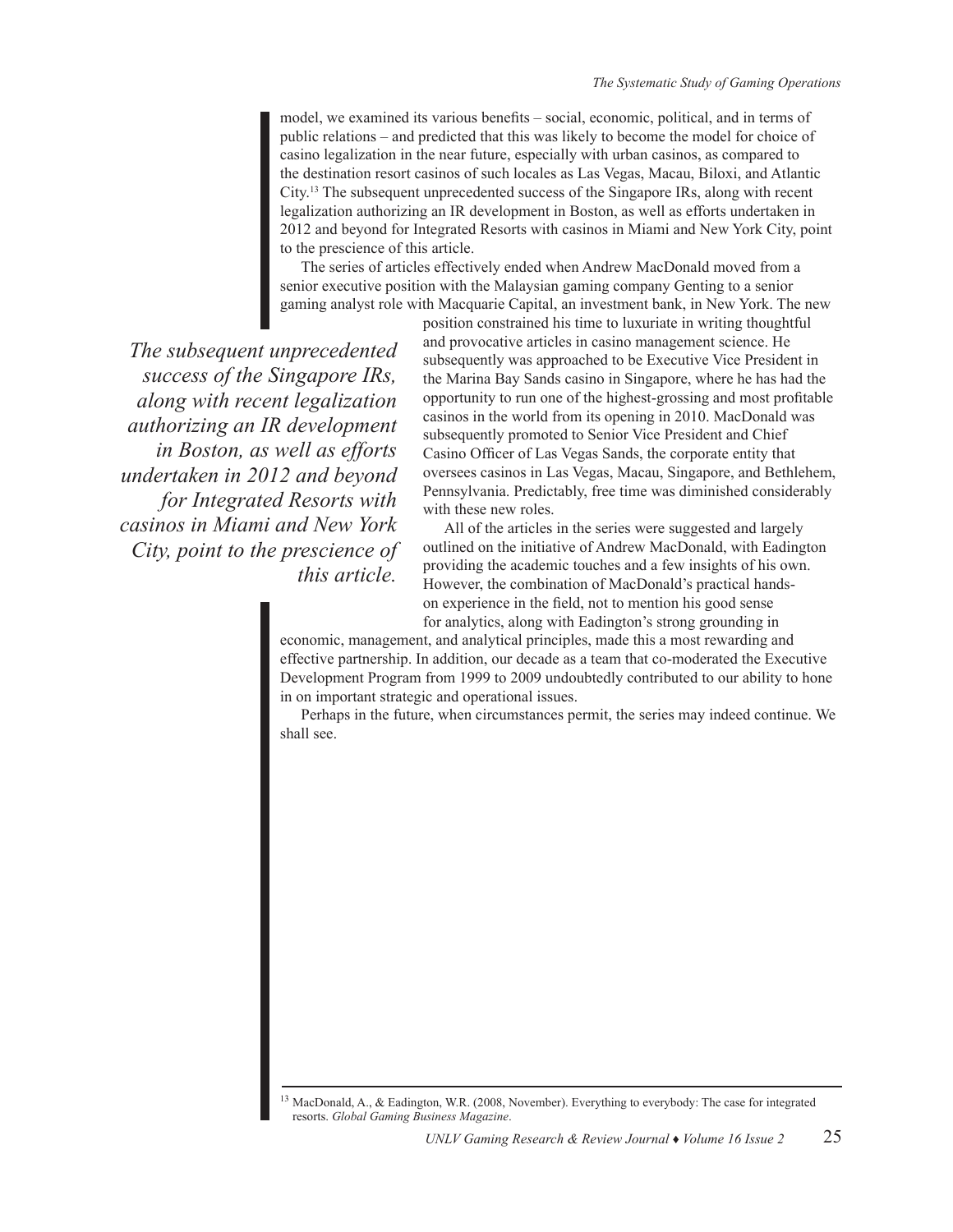model, we examined its various benefits – social, economic, political, and in terms of public relations – and predicted that this was likely to become the model for choice of casino legalization in the near future, especially with urban casinos, as compared to the destination resort casinos of such locales as Las Vegas, Macau, Biloxi, and Atlantic City.[13] The subsequent unprecedented success of the Singapore IRs, along with recent legalization authorizing an IR development in Boston, as well as efforts undertaken in 2012 and beyond for Integrated Resorts with casinos in Miami and New York City, point to the prescience of this article.

*The subsequent unprecedented success of the Singapore IRs, along with recent legalization authorizing an IR development in Boston, as well as efforts undertaken in 2012 and beyond for Integrated Resorts with casinos in Miami and New York City, point to the prescience of this article.*

The series of articles effectively ended when Andrew MacDonald moved from a senior executive position with the Malaysian gaming company Genting to a senior gaming analyst role with Macquarie Capital, an investment bank, in New York. The new position constrained his time to luxuriate in writing thoughtful and provocative articles in casino management science. He subsequently was approached to be Executive Vice President in the Marina Bay Sands casino in Singapore, where he has had the opportunity to run one of the highest-grossing and most profitable casinos in the world from its opening in 2010. MacDonald was subsequently promoted to Senior Vice President and Chief Casino Officer of Las Vegas Sands, the corporate entity that oversees casinos in Las Vegas, Macau, Singapore, and Bethlehem, Pennsylvania. Predictably, free time was diminished considerably with these new roles.

All of the articles in the series were suggested and largely outlined on the initiative of Andrew MacDonald, with Eadington providing the academic touches and a few insights of his own. However, the combination of MacDonald's practical hands-on experience in the field, not to mention his good sense for analytics, along with Eadington's strong grounding in economic, management, and analytical principles, made this a most rewarding and effective partnership. In addition, our decade as a team that co-moderated the Executive Development Program from 1999 to 2009 undoubtedly contributed to our ability to hone in on important strategic and operational issues.

Perhaps in the future, when circumstances permit, the series may indeed continue. We shall see.

---

[13] MacDonald, A., & Eadington, W.R. (2008, November). Everything to everybody: The case for integrated resorts. *Global Gaming Business Magazine*.